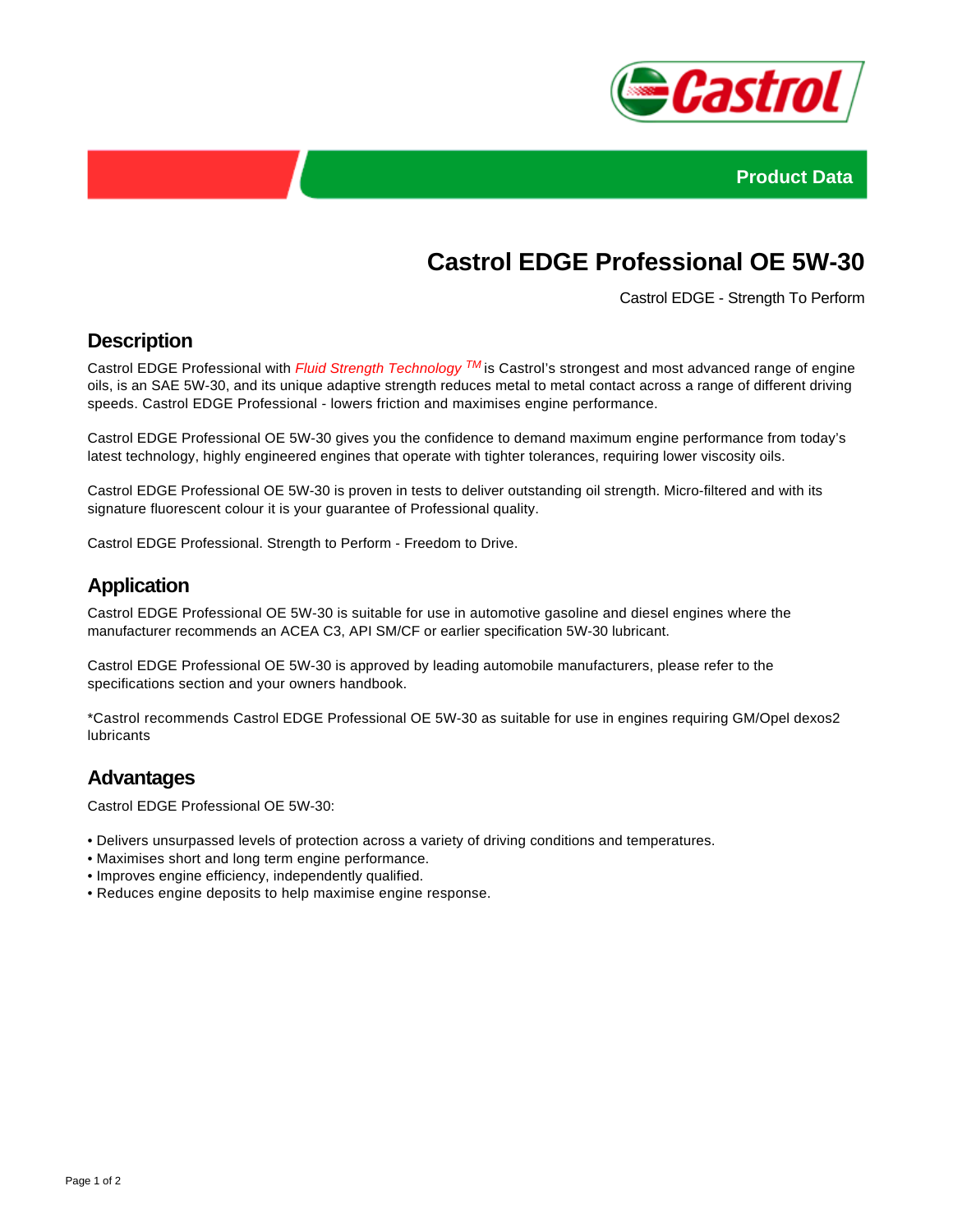Product Data

# Castrol EDGE Professional OE 5W-30

Castrol EDGE - Strength To Perform

## Description

Castrol EDGE Professional with *Fluid Strength Technology* TM is Castrol's strongest and most advanced range of engine oils, is an SAE 5W-30, and its unique adaptive strength reduces metal to metal contact across a range of different driving speeds. Castrol EDGE Professional - lowers friction and maximises engine performance.

Castrol EDGE Professional OE 5W-30 gives you the confidence to demand maximum engine performance from today's latest technology, highly engineered engines that operate with tighter tolerances, requiring lower viscosity oils.

Castrol EDGE Professional OE 5W-30 is proven in tests to deliver outstanding oil strength. Micro-filtered and with its signature fluorescent colour it is your guarantee of Professional quality.

Castrol EDGE Professional. Strength to Perform - Freedom to Drive.

## Application

Castrol EDGE Professional OE 5W-30 is suitable for use in automotive gasoline and diesel engines where the manufacturer recommends an ACEA C3, API SM/CF or earlier specification 5W-30 lubricant.

Castrol EDGE Professional OE 5W-30 is approved by leading automobile manufacturers, please refer to the specifications section and your owners handbook.

*Castrol recommends Castrol EDGE Professional OE 5W-30 as suitable for use in engines requiring GM/Opel dexos2 lubricants

## Advantages

Castrol EDGE Professional OE 5W-30:

- Delivers unsurpassed levels of protection across a variety of driving conditions and temperatures.
- Maximises short and long term engine performance.
- Improves engine efficiency, independently qualified.
- Reduces engine deposits to help maximise engine response.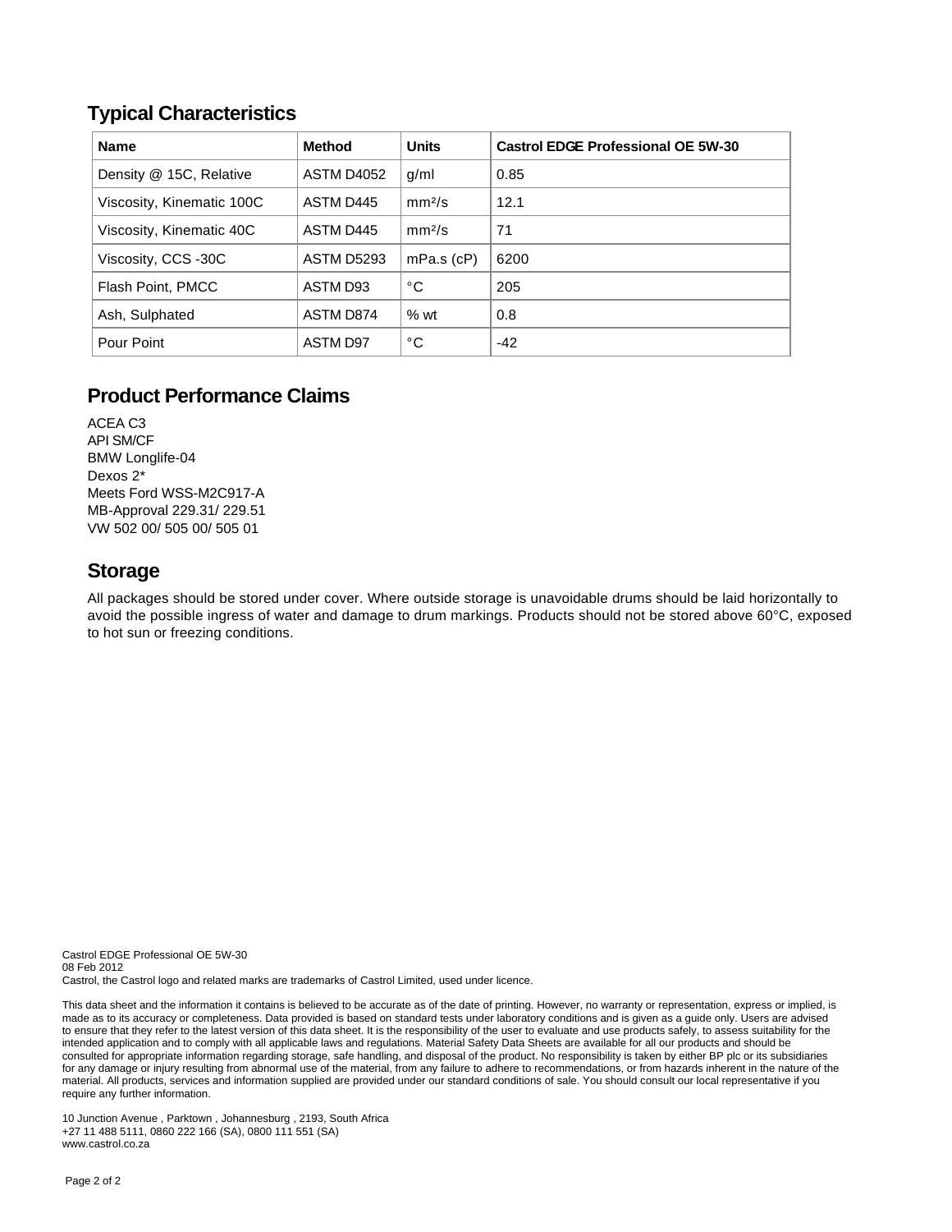## Typical Characteristics

| Name | Method | Units | Castrol EDGE Professional OE 5W-30 |
|---|---|---|---|
| Density @ 15C, Relative | ASTM D4052 | g/ml | 0.85 |
| Viscosity, Kinematic 100C | ASTM D445 | $mm^2/s$ | 12.1 |
| Viscosity, Kinematic 40C | ASTM D445 | $mm^2/s$ | 71 |
| Viscosity, CCS -30C | ASTM D5293 | mPa.s (cP) | 6200 |
| Flash Point, PMCC | ASTM D93 | °C | 205 |
| Ash, Sulphated | ASTM D874 | % wt | 0.8 |
| Pour Point | ASTM D97 | °C | -42 |

## Product Performance Claims

ACEA C3
API SM/CF
BMW Longlife-04
Dexos 2*
Meets Ford WSS-M2C917-A
MB-Approval 229.31/ 229.51
VW 502 00/ 505 00/ 505 01

## Storage

All packages should be stored under cover. Where outside storage is unavoidable drums should be laid horizontally to avoid the possible ingress of water and damage to drum markings. Products should not be stored above 60°C, exposed to hot sun or freezing conditions.

Castrol EDGE Professional OE 5W-30
08 Feb 2012
Castrol, the Castrol logo and related marks are trademarks of Castrol Limited, used under licence.

This data sheet and the information it contains is believed to be accurate as of the date of printing. However, no warranty or representation, express or implied, is made as to its accuracy or completeness. Data provided is based on standard tests under laboratory conditions and is given as a guide only. Users are advised to ensure that they refer to the latest version of this data sheet. It is the responsibility of the user to evaluate and use products safely, to assess suitability for the intended application and to comply with all applicable laws and regulations. Material Safety Data Sheets are available for all our products and should be consulted for appropriate information regarding storage, safe handling, and disposal of the product. No responsibility is taken by either BP plc or its subsidiaries for any damage or injury resulting from abnormal use of the material, from any failure to adhere to recommendations, or from hazards inherent in the nature of the material. All products, services and information supplied are provided under our standard conditions of sale. You should consult our local representative if you require any further information.

10 Junction Avenue , Parktown , Johannesburg , 2193, South Africa
+27 11 488 5111, 0860 222 166 (SA), 0800 111 551 (SA)
www.castrol.co.za